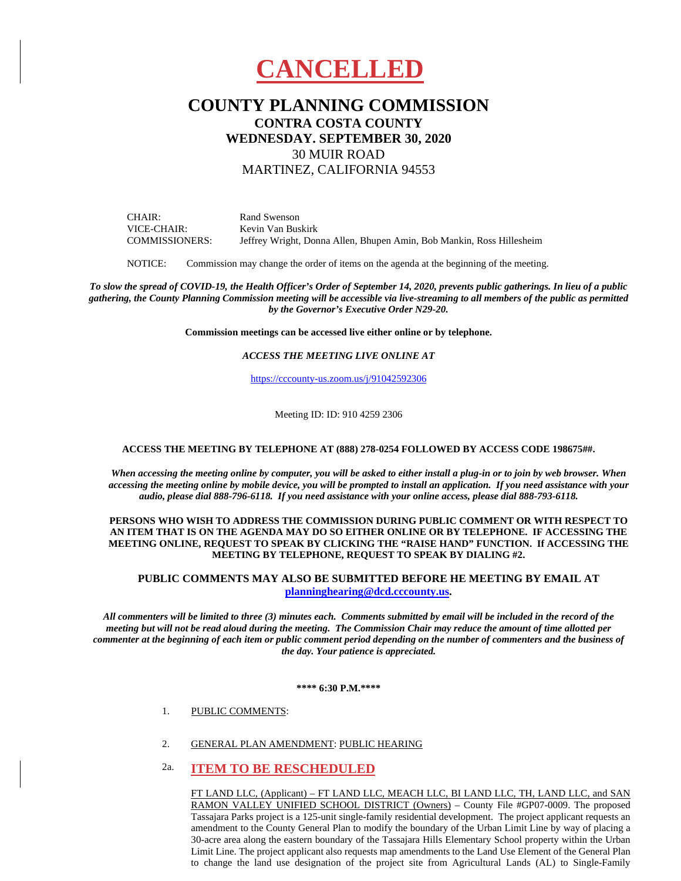# CANCELLED

## COUNTY PLANNING COMMISSION

**CONTRA COSTA COUNTY**

**WEDNESDAY. SEPTEMBER 30, 2020**

30 MUIR ROAD

MARTINEZ, CALIFORNIA 94553

CHAIR: Rand Swenson
VICE-CHAIR: Kevin Van Buskirk
COMMISSIONERS: Jeffrey Wright, Donna Allen, Bhupen Amin, Bob Mankin, Ross Hillesheim

NOTICE: Commission may change the order of items on the agenda at the beginning of the meeting.

***To slow the spread of COVID-19, the Health Officer's Order of September 14, 2020, prevents public gatherings. In lieu of a public gathering, the County Planning Commission meeting will be accessible via live-streaming to all members of the public as permitted by the Governor's Executive Order N29-20.***

**Commission meetings can be accessed live either online or by telephone.**

***ACCESS THE MEETING LIVE ONLINE AT***

https://cccounty-us.zoom.us/j/91042592306

Meeting ID: ID: 910 4259 2306

**ACCESS THE MEETING BY TELEPHONE AT (888) 278-0254 FOLLOWED BY ACCESS CODE 198675##.**

***When accessing the meeting online by computer, you will be asked to either install a plug-in or to join by web browser. When accessing the meeting online by mobile device, you will be prompted to install an application. If you need assistance with your audio, please dial 888-796-6118. If you need assistance with your online access, please dial 888-793-6118.***

**PERSONS WHO WISH TO ADDRESS THE COMMISSION DURING PUBLIC COMMENT OR WITH RESPECT TO AN ITEM THAT IS ON THE AGENDA MAY DO SO EITHER ONLINE OR BY TELEPHONE. IF ACCESSING THE MEETING ONLINE, REQUEST TO SPEAK BY CLICKING THE "RAISE HAND" FUNCTION. IF ACCESSING THE MEETING BY TELEPHONE, REQUEST TO SPEAK BY DIALING #2.**

**PUBLIC COMMENTS MAY ALSO BE SUBMITTED BEFORE HE MEETING BY EMAIL AT planninghearing@dcd.cccounty.us.**

***All commenters will be limited to three (3) minutes each. Comments submitted by email will be included in the record of the meeting but will not be read aloud during the meeting. The Commission Chair may reduce the amount of time allotted per commenter at the beginning of each item or public comment period depending on the number of commenters and the business of the day. Your patience is appreciated.***

**\*\*\*\* 6:30 P.M.\*\*\*\***

1. PUBLIC COMMENTS:

2. GENERAL PLAN AMENDMENT: PUBLIC HEARING

2a. **ITEM TO BE RESCHEDULED**

FT LAND LLC, (Applicant) – FT LAND LLC, MEACH LLC, BI LAND LLC, TH, LAND LLC, and SAN RAMON VALLEY UNIFIED SCHOOL DISTRICT (Owners) – County File #GP07-0009. The proposed Tassajara Parks project is a 125-unit single-family residential development. The project applicant requests an amendment to the County General Plan to modify the boundary of the Urban Limit Line by way of placing a 30-acre area along the eastern boundary of the Tassajara Hills Elementary School property within the Urban Limit Line. The project applicant also requests map amendments to the Land Use Element of the General Plan to change the land use designation of the project site from Agricultural Lands (AL) to Single-Family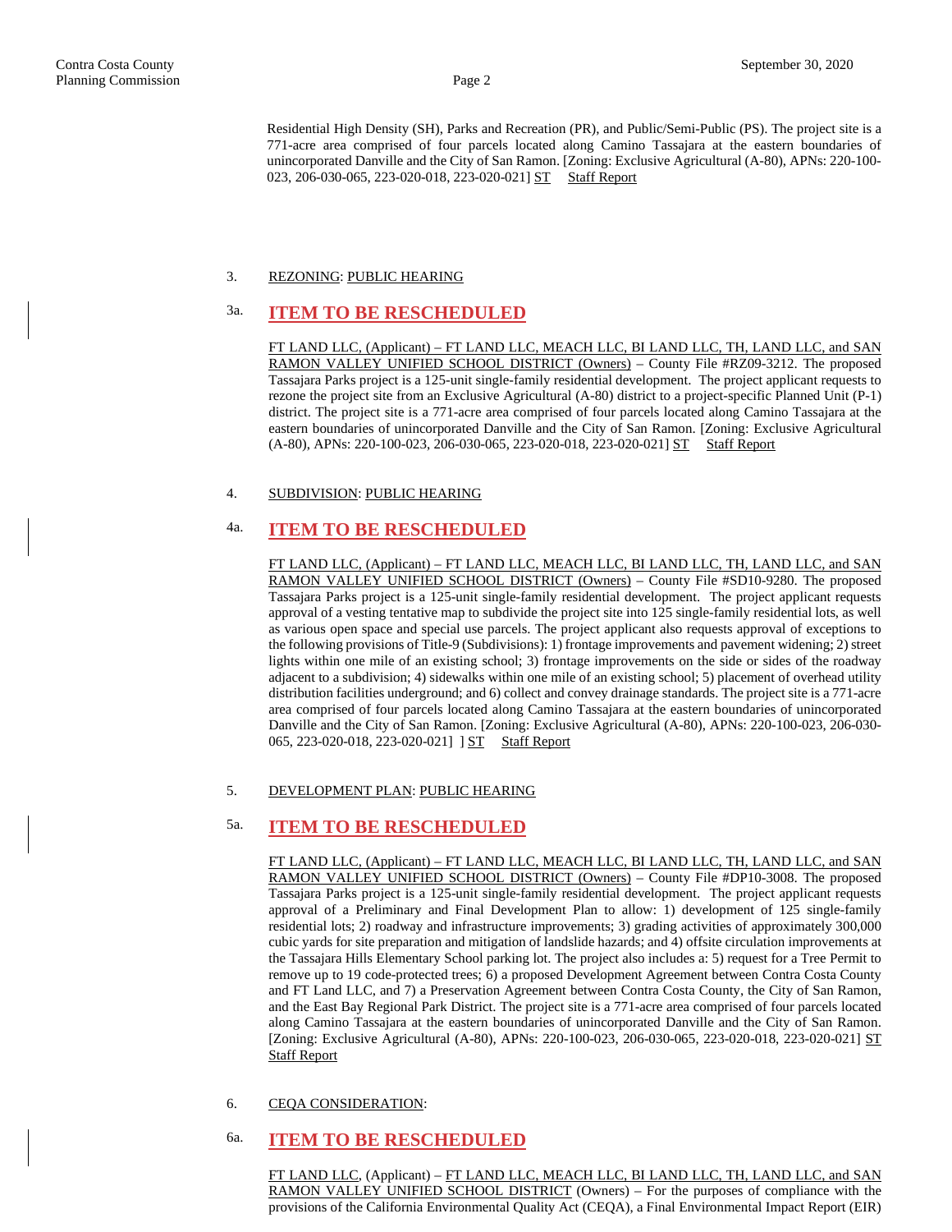Residential High Density (SH), Parks and Recreation (PR), and Public/Semi-Public (PS). The project site is a 771-acre area comprised of four parcels located along Camino Tassajara at the eastern boundaries of unincorporated Danville and the City of San Ramon. [Zoning: Exclusive Agricultural (A-80), APNs: 220-100-023, 206-030-065, 223-020-018, 223-020-021] ST Staff Report

3. REZONING: PUBLIC HEARING

3a. **ITEM TO BE RESCHEDULED**

FT LAND LLC, (Applicant) – FT LAND LLC, MEACH LLC, BI LAND LLC, TH, LAND LLC, and SAN RAMON VALLEY UNIFIED SCHOOL DISTRICT (Owners) – County File #RZ09-3212. The proposed Tassajara Parks project is a 125-unit single-family residential development. The project applicant requests to rezone the project site from an Exclusive Agricultural (A-80) district to a project-specific Planned Unit (P-1) district. The project site is a 771-acre area comprised of four parcels located along Camino Tassajara at the eastern boundaries of unincorporated Danville and the City of San Ramon. [Zoning: Exclusive Agricultural (A-80), APNs: 220-100-023, 206-030-065, 223-020-018, 223-020-021] ST Staff Report

4. SUBDIVISION: PUBLIC HEARING

4a. **ITEM TO BE RESCHEDULED**

FT LAND LLC, (Applicant) – FT LAND LLC, MEACH LLC, BI LAND LLC, TH, LAND LLC, and SAN RAMON VALLEY UNIFIED SCHOOL DISTRICT (Owners) – County File #SD10-9280. The proposed Tassajara Parks project is a 125-unit single-family residential development. The project applicant requests approval of a vesting tentative map to subdivide the project site into 125 single-family residential lots, as well as various open space and special use parcels. The project applicant also requests approval of exceptions to the following provisions of Title-9 (Subdivisions): 1) frontage improvements and pavement widening; 2) street lights within one mile of an existing school; 3) frontage improvements on the side or sides of the roadway adjacent to a subdivision; 4) sidewalks within one mile of an existing school; 5) placement of overhead utility distribution facilities underground; and 6) collect and convey drainage standards. The project site is a 771-acre area comprised of four parcels located along Camino Tassajara at the eastern boundaries of unincorporated Danville and the City of San Ramon. [Zoning: Exclusive Agricultural (A-80), APNs: 220-100-023, 206-030-065, 223-020-018, 223-020-021] ] ST Staff Report

5. DEVELOPMENT PLAN: PUBLIC HEARING

5a. **ITEM TO BE RESCHEDULED**

FT LAND LLC, (Applicant) – FT LAND LLC, MEACH LLC, BI LAND LLC, TH, LAND LLC, and SAN RAMON VALLEY UNIFIED SCHOOL DISTRICT (Owners) – County File #DP10-3008. The proposed Tassajara Parks project is a 125-unit single-family residential development. The project applicant requests approval of a Preliminary and Final Development Plan to allow: 1) development of 125 single-family residential lots; 2) roadway and infrastructure improvements; 3) grading activities of approximately 300,000 cubic yards for site preparation and mitigation of landslide hazards; and 4) offsite circulation improvements at the Tassajara Hills Elementary School parking lot. The project also includes a: 5) request for a Tree Permit to remove up to 19 code-protected trees; 6) a proposed Development Agreement between Contra Costa County and FT Land LLC, and 7) a Preservation Agreement between Contra Costa County, the City of San Ramon, and the East Bay Regional Park District. The project site is a 771-acre area comprised of four parcels located along Camino Tassajara at the eastern boundaries of unincorporated Danville and the City of San Ramon. [Zoning: Exclusive Agricultural (A-80), APNs: 220-100-023, 206-030-065, 223-020-018, 223-020-021] ST Staff Report

6. CEQA CONSIDERATION:

6a. **ITEM TO BE RESCHEDULED**

FT LAND LLC, (Applicant) – FT LAND LLC, MEACH LLC, BI LAND LLC, TH, LAND LLC, and SAN RAMON VALLEY UNIFIED SCHOOL DISTRICT (Owners) – For the purposes of compliance with the provisions of the California Environmental Quality Act (CEQA), a Final Environmental Impact Report (EIR)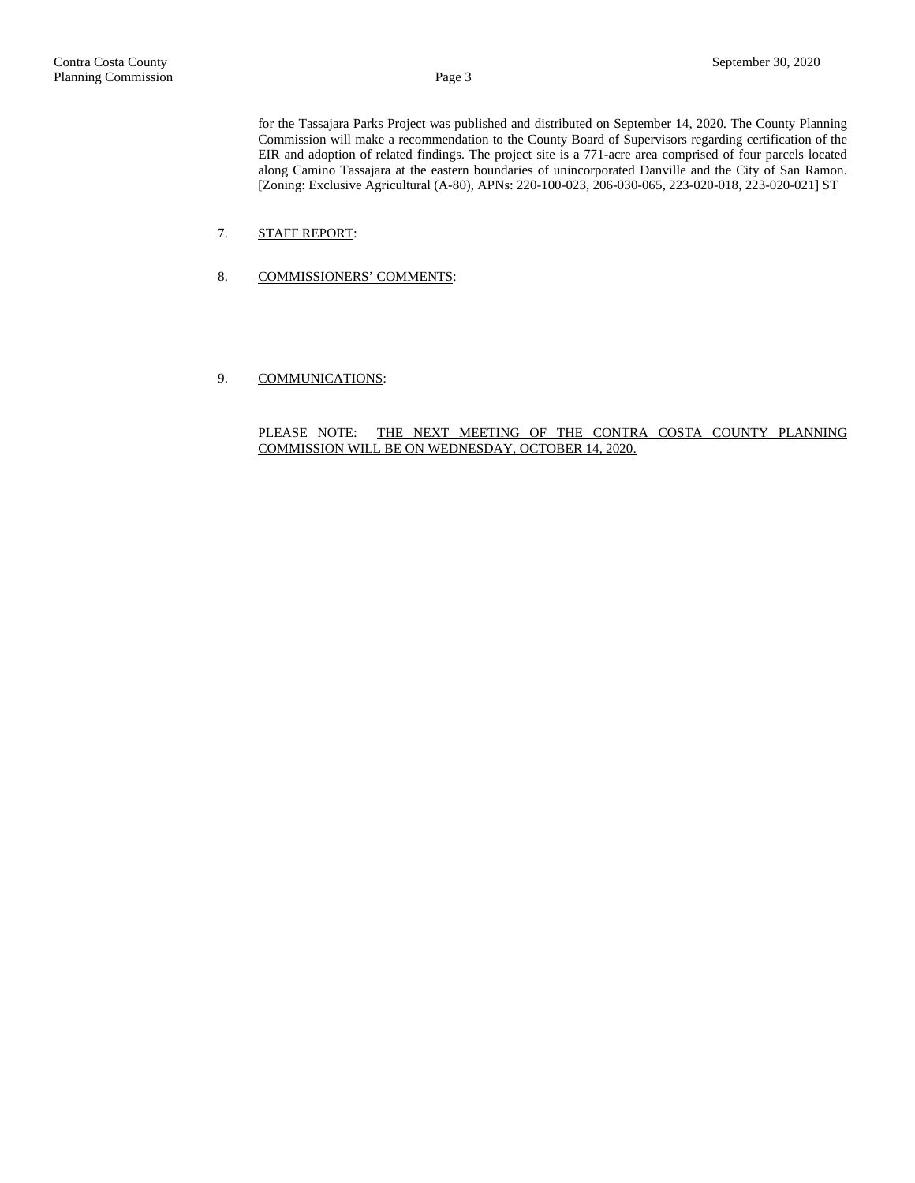for the Tassajara Parks Project was published and distributed on September 14, 2020. The County Planning Commission will make a recommendation to the County Board of Supervisors regarding certification of the EIR and adoption of related findings. The project site is a 771-acre area comprised of four parcels located along Camino Tassajara at the eastern boundaries of unincorporated Danville and the City of San Ramon. [Zoning: Exclusive Agricultural (A-80), APNs: 220-100-023, 206-030-065, 223-020-018, 223-020-021] ST

7. STAFF REPORT:

8. COMMISSIONERS' COMMENTS:

9. COMMUNICATIONS:

PLEASE NOTE: THE NEXT MEETING OF THE CONTRA COSTA COUNTY PLANNING COMMISSION WILL BE ON WEDNESDAY, OCTOBER 14, 2020.